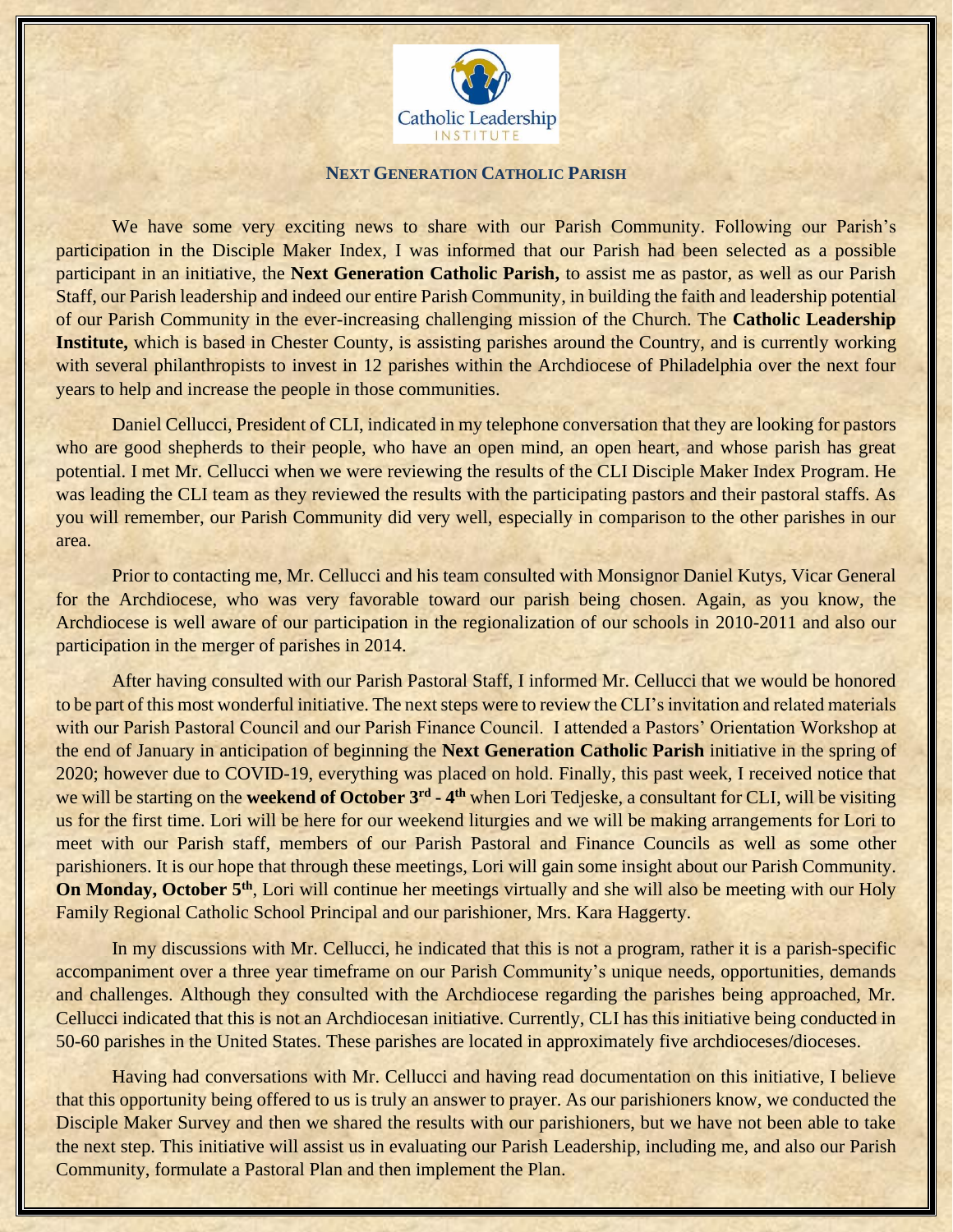Catholic Leadership INSTITUTE

## NEXT GENERATION CATHOLIC PARISH

We have some very exciting news to share with our Parish Community. Following our Parish's participation in the Disciple Maker Index, I was informed that our Parish had been selected as a possible participant in an initiative, the **Next Generation Catholic Parish,** to assist me as pastor, as well as our Parish Staff, our Parish leadership and indeed our entire Parish Community, in building the faith and leadership potential of our Parish Community in the ever-increasing challenging mission of the Church. The **Catholic Leadership Institute,** which is based in Chester County, is assisting parishes around the Country, and is currently working with several philanthropists to invest in 12 parishes within the Archdiocese of Philadelphia over the next four years to help and increase the people in those communities.

Daniel Cellucci, President of CLI, indicated in my telephone conversation that they are looking for pastors who are good shepherds to their people, who have an open mind, an open heart, and whose parish has great potential. I met Mr. Cellucci when we were reviewing the results of the CLI Disciple Maker Index Program. He was leading the CLI team as they reviewed the results with the participating pastors and their pastoral staffs. As you will remember, our Parish Community did very well, especially in comparison to the other parishes in our area.

Prior to contacting me, Mr. Cellucci and his team consulted with Monsignor Daniel Kutys, Vicar General for the Archdiocese, who was very favorable toward our parish being chosen. Again, as you know, the Archdiocese is well aware of our participation in the regionalization of our schools in 2010-2011 and also our participation in the merger of parishes in 2014.

After having consulted with our Parish Pastoral Staff, I informed Mr. Cellucci that we would be honored to be part of this most wonderful initiative. The next steps were to review the CLI's invitation and related materials with our Parish Pastoral Council and our Parish Finance Council. I attended a Pastors' Orientation Workshop at the end of January in anticipation of beginning the **Next Generation Catholic Parish** initiative in the spring of 2020; however due to COVID-19, everything was placed on hold. Finally, this past week, I received notice that we will be starting on the **weekend of October 3rd - 4th** when Lori Tedjeske, a consultant for CLI, will be visiting us for the first time. Lori will be here for our weekend liturgies and we will be making arrangements for Lori to meet with our Parish staff, members of our Parish Pastoral and Finance Councils as well as some other parishioners. It is our hope that through these meetings, Lori will gain some insight about our Parish Community. **On Monday, October 5th**, Lori will continue her meetings virtually and she will also be meeting with our Holy Family Regional Catholic School Principal and our parishioner, Mrs. Kara Haggerty.

In my discussions with Mr. Cellucci, he indicated that this is not a program, rather it is a parish-specific accompaniment over a three year timeframe on our Parish Community's unique needs, opportunities, demands and challenges. Although they consulted with the Archdiocese regarding the parishes being approached, Mr. Cellucci indicated that this is not an Archdiocesan initiative. Currently, CLI has this initiative being conducted in 50-60 parishes in the United States. These parishes are located in approximately five archdioceses/dioceses.

Having had conversations with Mr. Cellucci and having read documentation on this initiative, I believe that this opportunity being offered to us is truly an answer to prayer. As our parishioners know, we conducted the Disciple Maker Survey and then we shared the results with our parishioners, but we have not been able to take the next step. This initiative will assist us in evaluating our Parish Leadership, including me, and also our Parish Community, formulate a Pastoral Plan and then implement the Plan.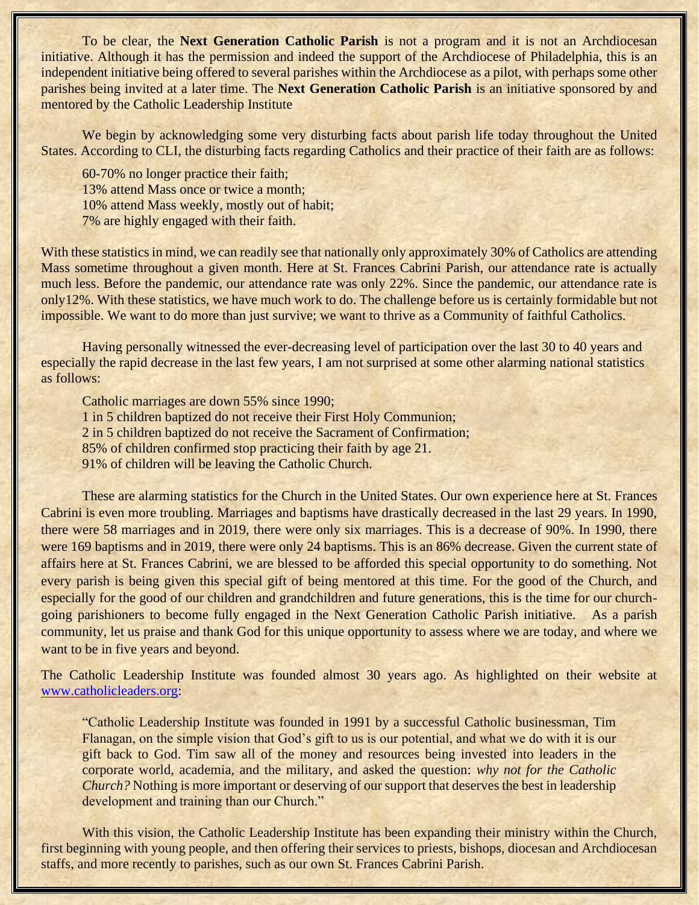To be clear, the **Next Generation Catholic Parish** is not a program and it is not an Archdiocesan initiative. Although it has the permission and indeed the support of the Archdiocese of Philadelphia, this is an independent initiative being offered to several parishes within the Archdiocese as a pilot, with perhaps some other parishes being invited at a later time. The **Next Generation Catholic Parish** is an initiative sponsored by and mentored by the Catholic Leadership Institute

We begin by acknowledging some very disturbing facts about parish life today throughout the United States. According to CLI, the disturbing facts regarding Catholics and their practice of their faith are as follows:

60-70% no longer practice their faith;
13% attend Mass once or twice a month;
10% attend Mass weekly, mostly out of habit;
7% are highly engaged with their faith.

With these statistics in mind, we can readily see that nationally only approximately 30% of Catholics are attending Mass sometime throughout a given month. Here at St. Frances Cabrini Parish, our attendance rate is actually much less. Before the pandemic, our attendance rate was only 22%. Since the pandemic, our attendance rate is only12%. With these statistics, we have much work to do. The challenge before us is certainly formidable but not impossible. We want to do more than just survive; we want to thrive as a Community of faithful Catholics.

Having personally witnessed the ever-decreasing level of participation over the last 30 to 40 years and especially the rapid decrease in the last few years, I am not surprised at some other alarming national statistics as follows:

Catholic marriages are down 55% since 1990;
1 in 5 children baptized do not receive their First Holy Communion;
2 in 5 children baptized do not receive the Sacrament of Confirmation;
85% of children confirmed stop practicing their faith by age 21.
91% of children will be leaving the Catholic Church.

These are alarming statistics for the Church in the United States. Our own experience here at St. Frances Cabrini is even more troubling. Marriages and baptisms have drastically decreased in the last 29 years. In 1990, there were 58 marriages and in 2019, there were only six marriages. This is a decrease of 90%. In 1990, there were 169 baptisms and in 2019, there were only 24 baptisms. This is an 86% decrease. Given the current state of affairs here at St. Frances Cabrini, we are blessed to be afforded this special opportunity to do something. Not every parish is being given this special gift of being mentored at this time. For the good of the Church, and especially for the good of our children and grandchildren and future generations, this is the time for our church-going parishioners to become fully engaged in the Next Generation Catholic Parish initiative. As a parish community, let us praise and thank God for this unique opportunity to assess where we are today, and where we want to be in five years and beyond.

The Catholic Leadership Institute was founded almost 30 years ago. As highlighted on their website at [www.catholicleaders.org](www.catholicleaders.org):

> "Catholic Leadership Institute was founded in 1991 by a successful Catholic businessman, Tim Flanagan, on the simple vision that God's gift to us is our potential, and what we do with it is our gift back to God. Tim saw all of the money and resources being invested into leaders in the corporate world, academia, and the military, and asked the question: *why not for the Catholic Church?* Nothing is more important or deserving of our support that deserves the best in leadership development and training than our Church."

With this vision, the Catholic Leadership Institute has been expanding their ministry within the Church, first beginning with young people, and then offering their services to priests, bishops, diocesan and Archdiocesan staffs, and more recently to parishes, such as our own St. Frances Cabrini Parish.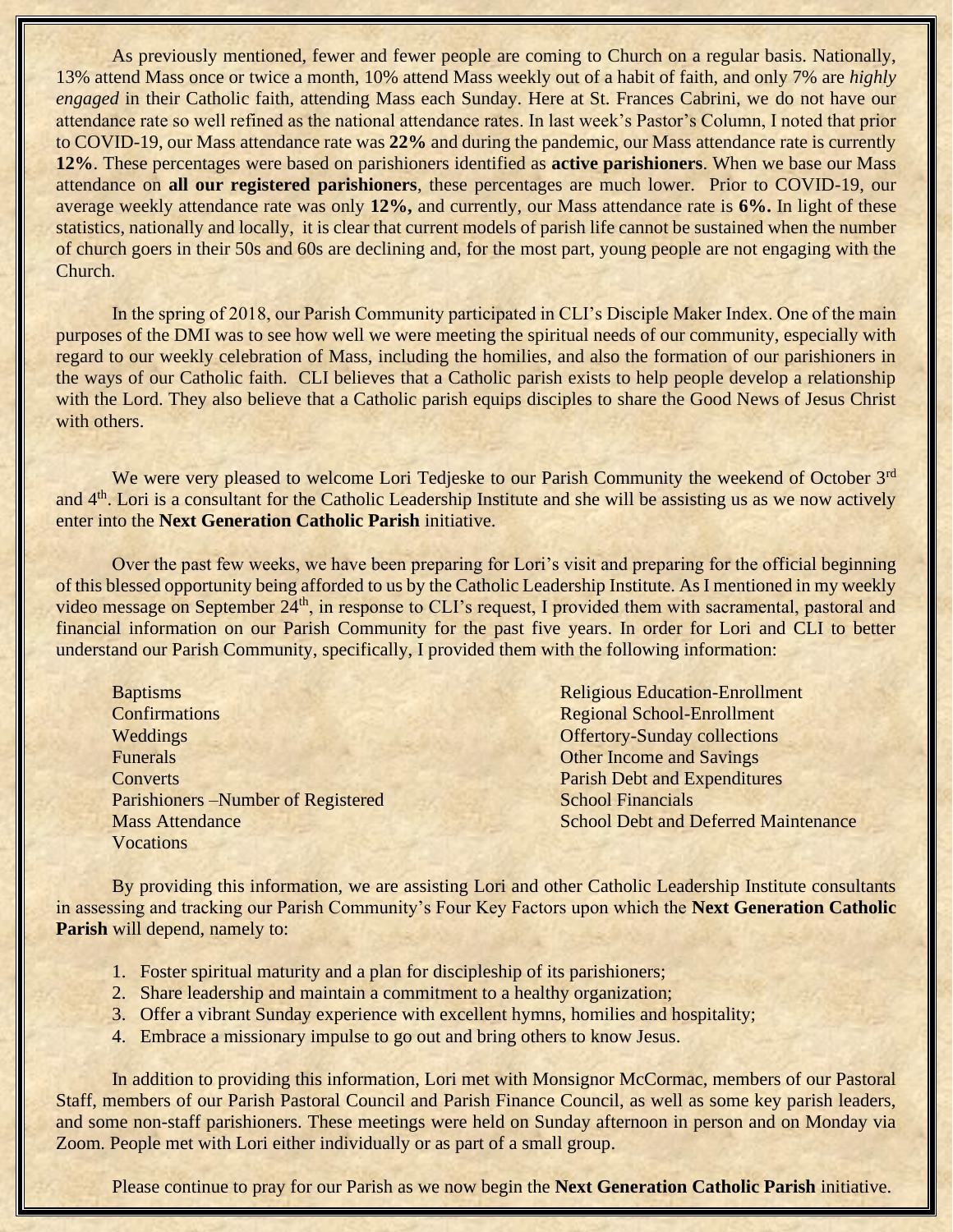As previously mentioned, fewer and fewer people are coming to Church on a regular basis. Nationally, 13% attend Mass once or twice a month, 10% attend Mass weekly out of a habit of faith, and only 7% are *highly engaged* in their Catholic faith, attending Mass each Sunday. Here at St. Frances Cabrini, we do not have our attendance rate so well refined as the national attendance rates. In last week's Pastor's Column, I noted that prior to COVID-19, our Mass attendance rate was **22%** and during the pandemic, our Mass attendance rate is currently **12%**. These percentages were based on parishioners identified as **active parishioners**. When we base our Mass attendance on **all our registered parishioners**, these percentages are much lower. Prior to COVID-19, our average weekly attendance rate was only **12%,** and currently, our Mass attendance rate is **6%.** In light of these statistics, nationally and locally, it is clear that current models of parish life cannot be sustained when the number of church goers in their 50s and 60s are declining and, for the most part, young people are not engaging with the Church.

In the spring of 2018, our Parish Community participated in CLI's Disciple Maker Index. One of the main purposes of the DMI was to see how well we were meeting the spiritual needs of our community, especially with regard to our weekly celebration of Mass, including the homilies, and also the formation of our parishioners in the ways of our Catholic faith. CLI believes that a Catholic parish exists to help people develop a relationship with the Lord. They also believe that a Catholic parish equips disciples to share the Good News of Jesus Christ with others.

We were very pleased to welcome Lori Tedjeske to our Parish Community the weekend of October 3rd and 4th. Lori is a consultant for the Catholic Leadership Institute and she will be assisting us as we now actively enter into the **Next Generation Catholic Parish** initiative.

Over the past few weeks, we have been preparing for Lori's visit and preparing for the official beginning of this blessed opportunity being afforded to us by the Catholic Leadership Institute. As I mentioned in my weekly video message on September 24th, in response to CLI's request, I provided them with sacramental, pastoral and financial information on our Parish Community for the past five years. In order for Lori and CLI to better understand our Parish Community, specifically, I provided them with the following information:

Baptisms
Confirmations
Weddings
Funerals
Converts
Parishioners –Number of Registered
Mass Attendance
Vocations
Religious Education-Enrollment
Regional School-Enrollment
Offertory-Sunday collections
Other Income and Savings
Parish Debt and Expenditures
School Financials
School Debt and Deferred Maintenance

By providing this information, we are assisting Lori and other Catholic Leadership Institute consultants in assessing and tracking our Parish Community's Four Key Factors upon which the **Next Generation Catholic Parish** will depend, namely to:

1. Foster spiritual maturity and a plan for discipleship of its parishioners;
2. Share leadership and maintain a commitment to a healthy organization;
3. Offer a vibrant Sunday experience with excellent hymns, homilies and hospitality;
4. Embrace a missionary impulse to go out and bring others to know Jesus.

In addition to providing this information, Lori met with Monsignor McCormac, members of our Pastoral Staff, members of our Parish Pastoral Council and Parish Finance Council, as well as some key parish leaders, and some non-staff parishioners. These meetings were held on Sunday afternoon in person and on Monday via Zoom. People met with Lori either individually or as part of a small group.

Please continue to pray for our Parish as we now begin the **Next Generation Catholic Parish** initiative.